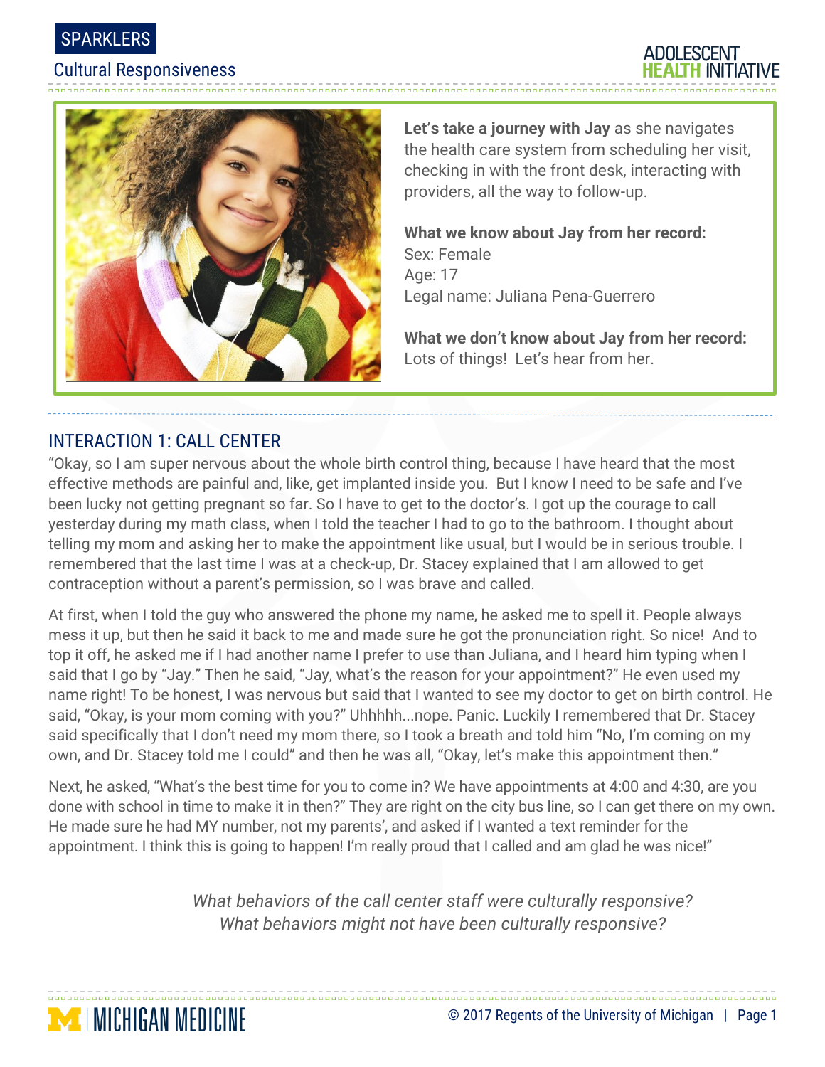SPARKLERS

Cultural Responsiveness

**Let's take a journey with Jay** as she navigates the health care system from scheduling her visit, checking in with the front desk, interacting with providers, all the way to follow-up.

**What we know about Jay from her record:**
Sex: Female
Age: 17
Legal name: Juliana Pena-Guerrero

**What we don't know about Jay from her record:**
Lots of things! Let's hear from her.

## INTERACTION 1: CALL CENTER

"Okay, so I am super nervous about the whole birth control thing, because I have heard that the most effective methods are painful and, like, get implanted inside you. But I know I need to be safe and I've been lucky not getting pregnant so far. So I have to get to the doctor's. I got up the courage to call yesterday during my math class, when I told the teacher I had to go to the bathroom. I thought about telling my mom and asking her to make the appointment like usual, but I would be in serious trouble. I remembered that the last time I was at a check-up, Dr. Stacey explained that I am allowed to get contraception without a parent's permission, so I was brave and called.

At first, when I told the guy who answered the phone my name, he asked me to spell it. People always mess it up, but then he said it back to me and made sure he got the pronunciation right. So nice! And to top it off, he asked me if I had another name I prefer to use than Juliana, and I heard him typing when I said that I go by "Jay." Then he said, "Jay, what's the reason for your appointment?" He even used my name right! To be honest, I was nervous but said that I wanted to see my doctor to get on birth control. He said, "Okay, is your mom coming with you?" Uhhhhh...nope. Panic. Luckily I remembered that Dr. Stacey said specifically that I don't need my mom there, so I took a breath and told him "No, I'm coming on my own, and Dr. Stacey told me I could" and then he was all, "Okay, let's make this appointment then."

Next, he asked, "What's the best time for you to come in? We have appointments at 4:00 and 4:30, are you done with school in time to make it in then?" They are right on the city bus line, so I can get there on my own. He made sure he had MY number, not my parents', and asked if I wanted a text reminder for the appointment. I think this is going to happen! I'm really proud that I called and am glad he was nice!"

*What behaviors of the call center staff were culturally responsive?*
*What behaviors might not have been culturally responsive?*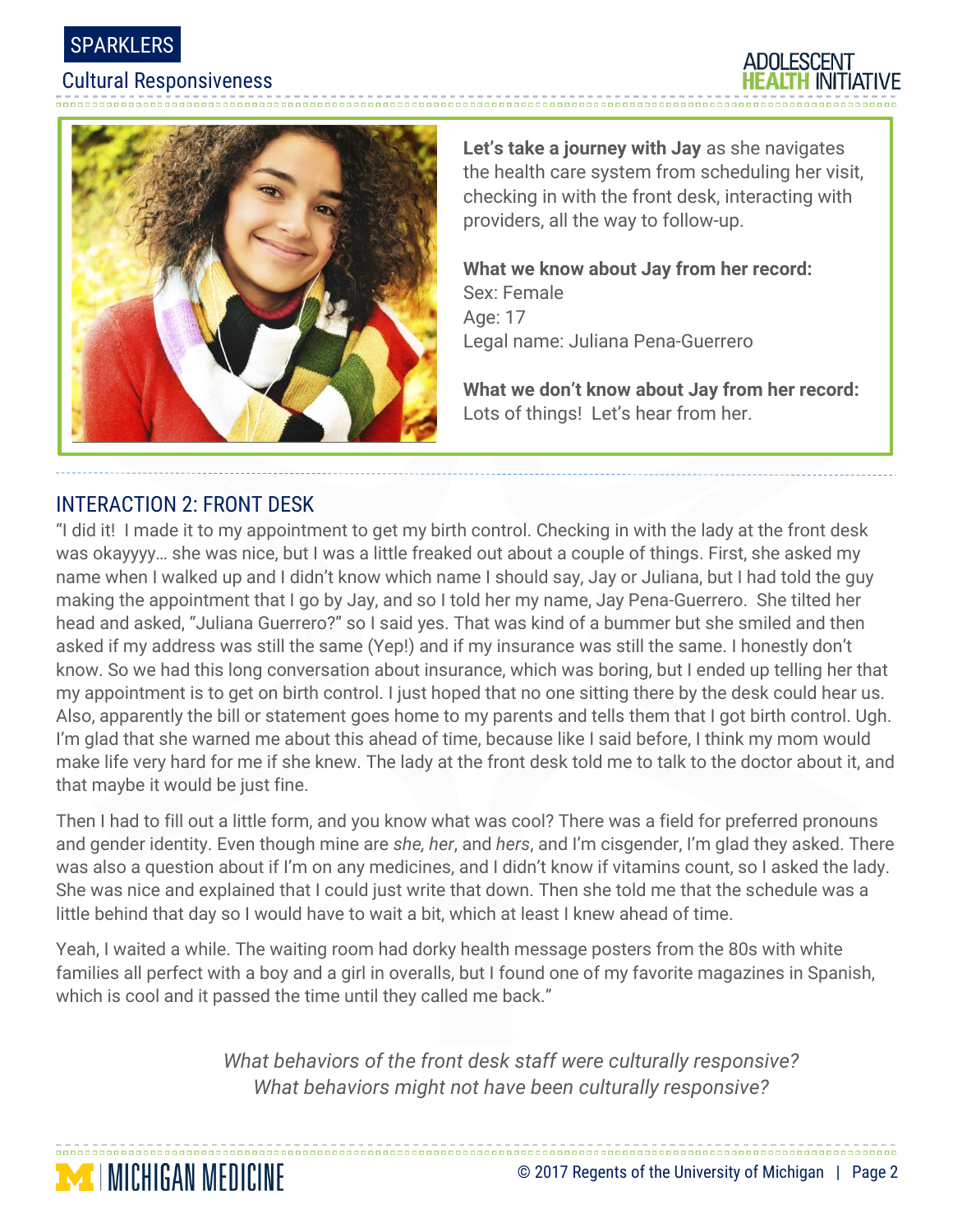**Let's take a journey with Jay** as she navigates the health care system from scheduling her visit, checking in with the front desk, interacting with providers, all the way to follow-up.

**What we know about Jay from her record:**
Sex: Female
Age: 17
Legal name: Juliana Pena-Guerrero

**What we don't know about Jay from her record:**
Lots of things! Let's hear from her.

## INTERACTION 2: FRONT DESK

"I did it! I made it to my appointment to get my birth control. Checking in with the lady at the front desk was okayyyy… she was nice, but I was a little freaked out about a couple of things. First, she asked my name when I walked up and I didn't know which name I should say, Jay or Juliana, but I had told the guy making the appointment that I go by Jay, and so I told her my name, Jay Pena-Guerrero. She tilted her head and asked, "Juliana Guerrero?" so I said yes. That was kind of a bummer but she smiled and then asked if my address was still the same (Yep!) and if my insurance was still the same. I honestly don't know. So we had this long conversation about insurance, which was boring, but I ended up telling her that my appointment is to get on birth control. I just hoped that no one sitting there by the desk could hear us. Also, apparently the bill or statement goes home to my parents and tells them that I got birth control. Ugh. I'm glad that she warned me about this ahead of time, because like I said before, I think my mom would make life very hard for me if she knew. The lady at the front desk told me to talk to the doctor about it, and that maybe it would be just fine.

Then I had to fill out a little form, and you know what was cool? There was a field for preferred pronouns and gender identity. Even though mine are *she*, *her*, and *hers*, and I'm cisgender, I'm glad they asked. There was also a question about if I'm on any medicines, and I didn't know if vitamins count, so I asked the lady. She was nice and explained that I could just write that down. Then she told me that the schedule was a little behind that day so I would have to wait a bit, which at least I knew ahead of time.

Yeah, I waited a while. The waiting room had dorky health message posters from the 80s with white families all perfect with a boy and a girl in overalls, but I found one of my favorite magazines in Spanish, which is cool and it passed the time until they called me back."

*What behaviors of the front desk staff were culturally responsive?*
*What behaviors might not have been culturally responsive?*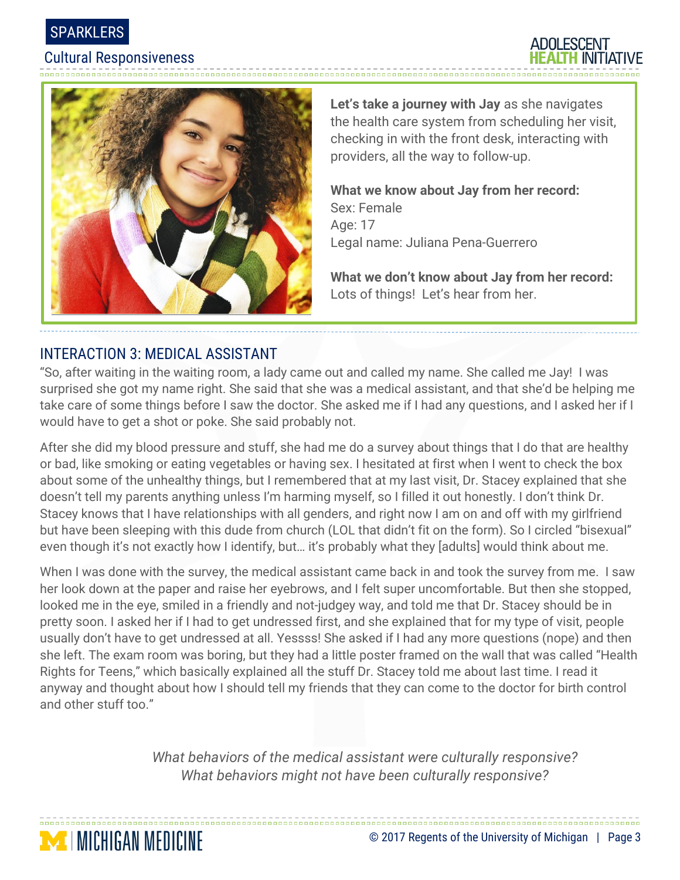**Let's take a journey with Jay** as she navigates the health care system from scheduling her visit, checking in with the front desk, interacting with providers, all the way to follow-up.

**What we know about Jay from her record:**
Sex: Female
Age: 17
Legal name: Juliana Pena-Guerrero

**What we don't know about Jay from her record:**
Lots of things! Let's hear from her.

## INTERACTION 3: MEDICAL ASSISTANT

"So, after waiting in the waiting room, a lady came out and called my name. She called me Jay! I was surprised she got my name right. She said that she was a medical assistant, and that she'd be helping me take care of some things before I saw the doctor. She asked me if I had any questions, and I asked her if I would have to get a shot or poke. She said probably not.

After she did my blood pressure and stuff, she had me do a survey about things that I do that are healthy or bad, like smoking or eating vegetables or having sex. I hesitated at first when I went to check the box about some of the unhealthy things, but I remembered that at my last visit, Dr. Stacey explained that she doesn't tell my parents anything unless I'm harming myself, so I filled it out honestly. I don't think Dr. Stacey knows that I have relationships with all genders, and right now I am on and off with my girlfriend but have been sleeping with this dude from church (LOL that didn't fit on the form). So I circled "bisexual" even though it's not exactly how I identify, but… it's probably what they [adults] would think about me.

When I was done with the survey, the medical assistant came back in and took the survey from me. I saw her look down at the paper and raise her eyebrows, and I felt super uncomfortable. But then she stopped, looked me in the eye, smiled in a friendly and not-judgey way, and told me that Dr. Stacey should be in pretty soon. I asked her if I had to get undressed first, and she explained that for my type of visit, people usually don't have to get undressed at all. Yessss! She asked if I had any more questions (nope) and then she left. The exam room was boring, but they had a little poster framed on the wall that was called "Health Rights for Teens," which basically explained all the stuff Dr. Stacey told me about last time. I read it anyway and thought about how I should tell my friends that they can come to the doctor for birth control and other stuff too."

*What behaviors of the medical assistant were culturally responsive?*
*What behaviors might not have been culturally responsive?*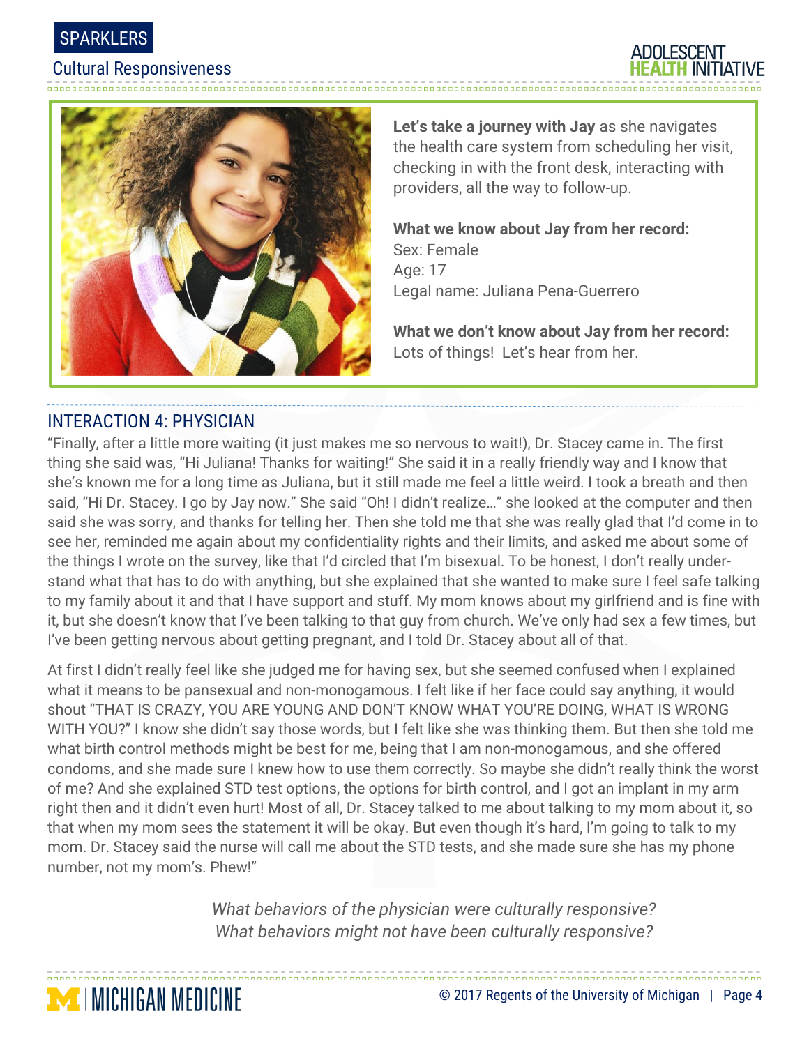**Let's take a journey with Jay** as she navigates the health care system from scheduling her visit, checking in with the front desk, interacting with providers, all the way to follow-up.

**What we know about Jay from her record:**
Sex: Female
Age: 17
Legal name: Juliana Pena-Guerrero

**What we don't know about Jay from her record:**
Lots of things! Let's hear from her.

## INTERACTION 4: PHYSICIAN

"Finally, after a little more waiting (it just makes me so nervous to wait!), Dr. Stacey came in. The first thing she said was, "Hi Juliana! Thanks for waiting!" She said it in a really friendly way and I know that she's known me for a long time as Juliana, but it still made me feel a little weird. I took a breath and then said, "Hi Dr. Stacey. I go by Jay now." She said "Oh! I didn't realize…" she looked at the computer and then said she was sorry, and thanks for telling her. Then she told me that she was really glad that I'd come in to see her, reminded me again about my confidentiality rights and their limits, and asked me about some of the things I wrote on the survey, like that I'd circled that I'm bisexual. To be honest, I don't really understand what that has to do with anything, but she explained that she wanted to make sure I feel safe talking to my family about it and that I have support and stuff. My mom knows about my girlfriend and is fine with it, but she doesn't know that I've been talking to that guy from church. We've only had sex a few times, but I've been getting nervous about getting pregnant, and I told Dr. Stacey about all of that.

At first I didn't really feel like she judged me for having sex, but she seemed confused when I explained what it means to be pansexual and non-monogamous. I felt like if her face could say anything, it would shout "THAT IS CRAZY, YOU ARE YOUNG AND DON'T KNOW WHAT YOU'RE DOING, WHAT IS WRONG WITH YOU?" I know she didn't say those words, but I felt like she was thinking them. But then she told me what birth control methods might be best for me, being that I am non-monogamous, and she offered condoms, and she made sure I knew how to use them correctly. So maybe she didn't really think the worst of me? And she explained STD test options, the options for birth control, and I got an implant in my arm right then and it didn't even hurt! Most of all, Dr. Stacey talked to me about talking to my mom about it, so that when my mom sees the statement it will be okay. But even though it's hard, I'm going to talk to my mom. Dr. Stacey said the nurse will call me about the STD tests, and she made sure she has my phone number, not my mom's. Phew!"

*What behaviors of the physician were culturally responsive?*
*What behaviors might not have been culturally responsive?*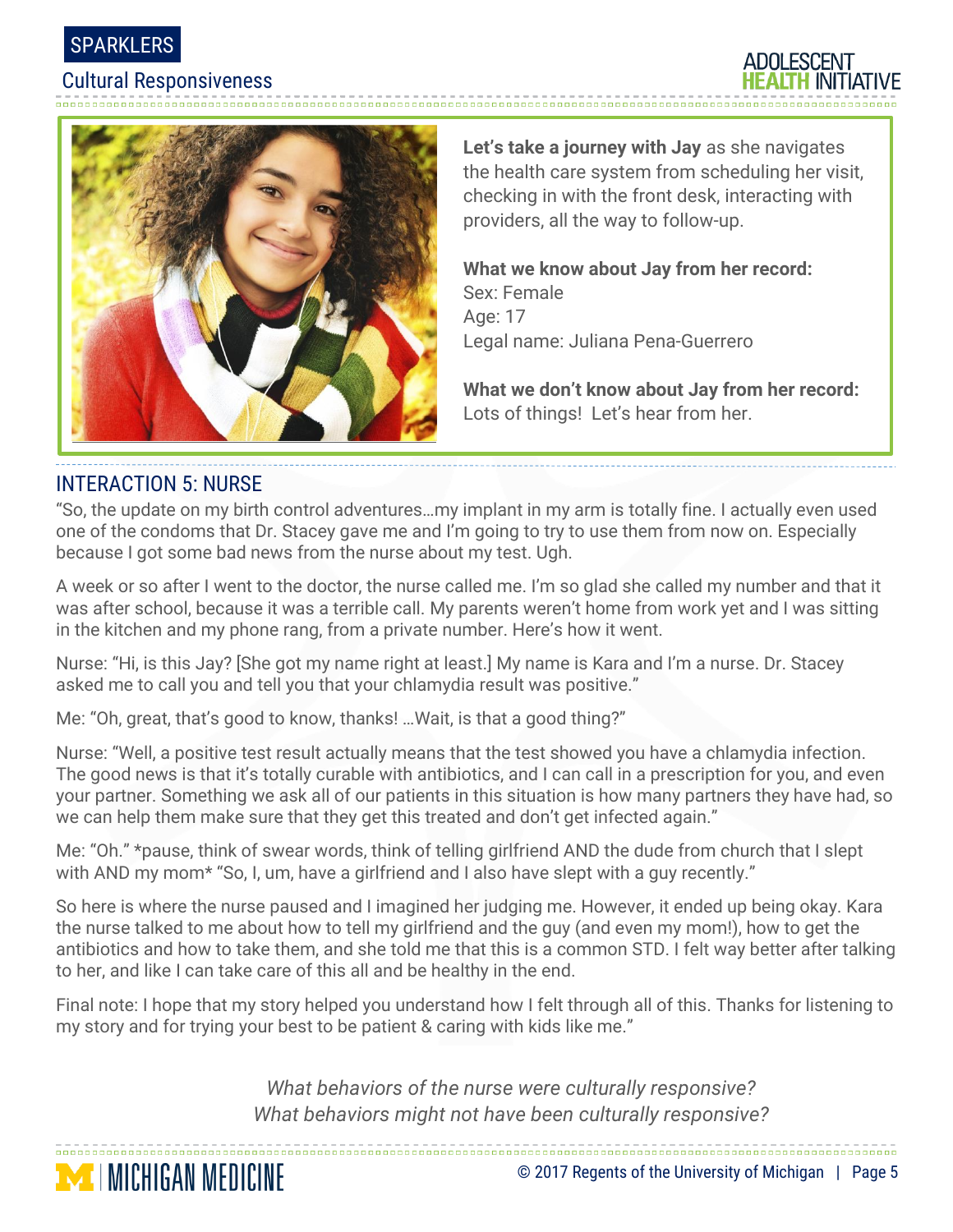**Let's take a journey with Jay** as she navigates the health care system from scheduling her visit, checking in with the front desk, interacting with providers, all the way to follow-up.

**What we know about Jay from her record:**
Sex: Female
Age: 17
Legal name: Juliana Pena-Guerrero

**What we don't know about Jay from her record:**
Lots of things! Let's hear from her.

## INTERACTION 5: NURSE

"So, the update on my birth control adventures…my implant in my arm is totally fine. I actually even used one of the condoms that Dr. Stacey gave me and I'm going to try to use them from now on. Especially because I got some bad news from the nurse about my test. Ugh.

A week or so after I went to the doctor, the nurse called me. I'm so glad she called my number and that it was after school, because it was a terrible call. My parents weren't home from work yet and I was sitting in the kitchen and my phone rang, from a private number. Here's how it went.

Nurse: "Hi, is this Jay? [She got my name right at least.] My name is Kara and I'm a nurse. Dr. Stacey asked me to call you and tell you that your chlamydia result was positive."

Me: "Oh, great, that's good to know, thanks! …Wait, is that a good thing?"

Nurse: "Well, a positive test result actually means that the test showed you have a chlamydia infection. The good news is that it's totally curable with antibiotics, and I can call in a prescription for you, and even your partner. Something we ask all of our patients in this situation is how many partners they have had, so we can help them make sure that they get this treated and don't get infected again."

Me: "Oh." *pause, think of swear words, think of telling girlfriend AND the dude from church that I slept with AND my mom* "So, I, um, have a girlfriend and I also have slept with a guy recently."

So here is where the nurse paused and I imagined her judging me. However, it ended up being okay. Kara the nurse talked to me about how to tell my girlfriend and the guy (and even my mom!), how to get the antibiotics and how to take them, and she told me that this is a common STD. I felt way better after talking to her, and like I can take care of this all and be healthy in the end.

Final note: I hope that my story helped you understand how I felt through all of this. Thanks for listening to my story and for trying your best to be patient & caring with kids like me."

*What behaviors of the nurse were culturally responsive?*
*What behaviors might not have been culturally responsive?*